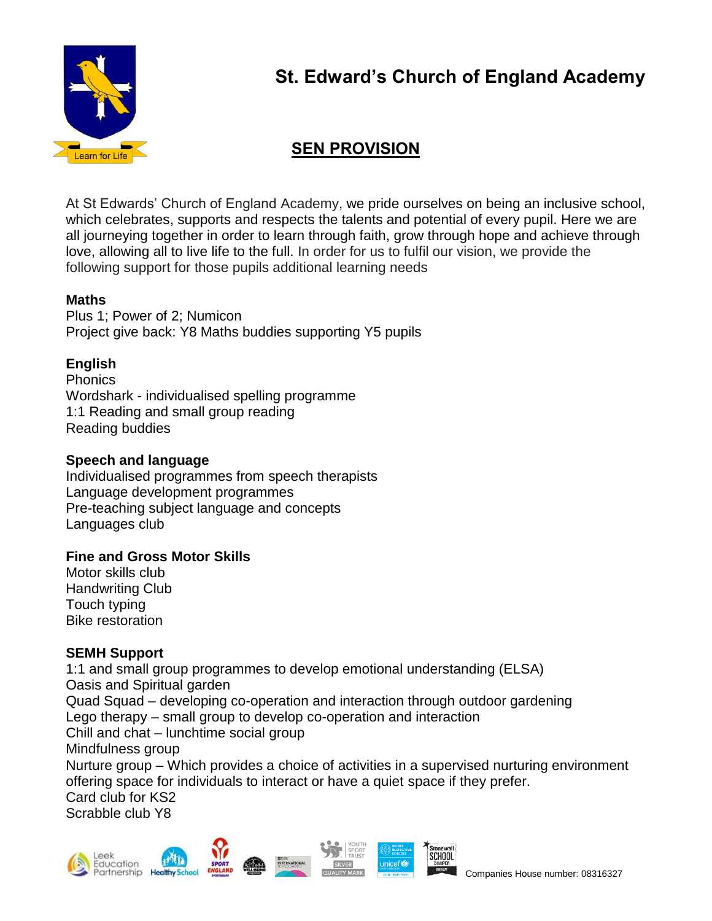# St. Edward's Church of England Academy

## SEN PROVISION

At St Edwards' Church of England Academy, we pride ourselves on being an inclusive school, which celebrates, supports and respects the talents and potential of every pupil. Here we are all journeying together in order to learn through faith, grow through hope and achieve through love, allowing all to live life to the full. In order for us to fulfil our vision, we provide the following support for those pupils additional learning needs

**Maths**
Plus 1; Power of 2; Numicon
Project give back: Y8 Maths buddies supporting Y5 pupils

**English**
Phonics
Wordshark - individualised spelling programme
1:1 Reading and small group reading
Reading buddies

**Speech and language**
Individualised programmes from speech therapists
Language development programmes
Pre-teaching subject language and concepts
Languages club

**Fine and Gross Motor Skills**
Motor skills club
Handwriting Club
Touch typing
Bike restoration

**SEMH Support**
1:1 and small group programmes to develop emotional understanding (ELSA)
Oasis and Spiritual garden
Quad Squad – developing co-operation and interaction through outdoor gardening
Lego therapy – small group to develop co-operation and interaction
Chill and chat – lunchtime social group
Mindfulness group
Nurture group – Which provides a choice of activities in a supervised nurturing environment offering space for individuals to interact or have a quiet space if they prefer.
Card club for KS2
Scrabble club Y8

Companies House number: 08316327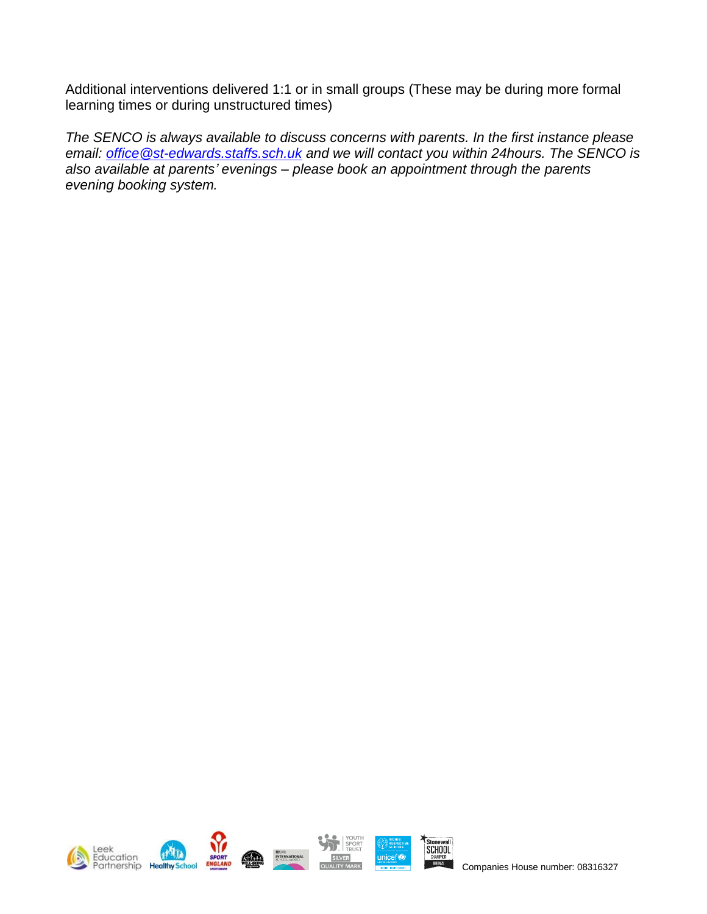Additional interventions delivered 1:1 or in small groups (These may be during more formal learning times or during unstructured times)

*The SENCO is always available to discuss concerns with parents. In the first instance please email: [office@st-edwards.staffs.sch.uk](mailto:office@st-edwards.staffs.sch.uk) and we will contact you within 24hours. The SENCO is also available at parents' evenings – please book an appointment through the parents evening booking system.*

Companies House number: 08316327